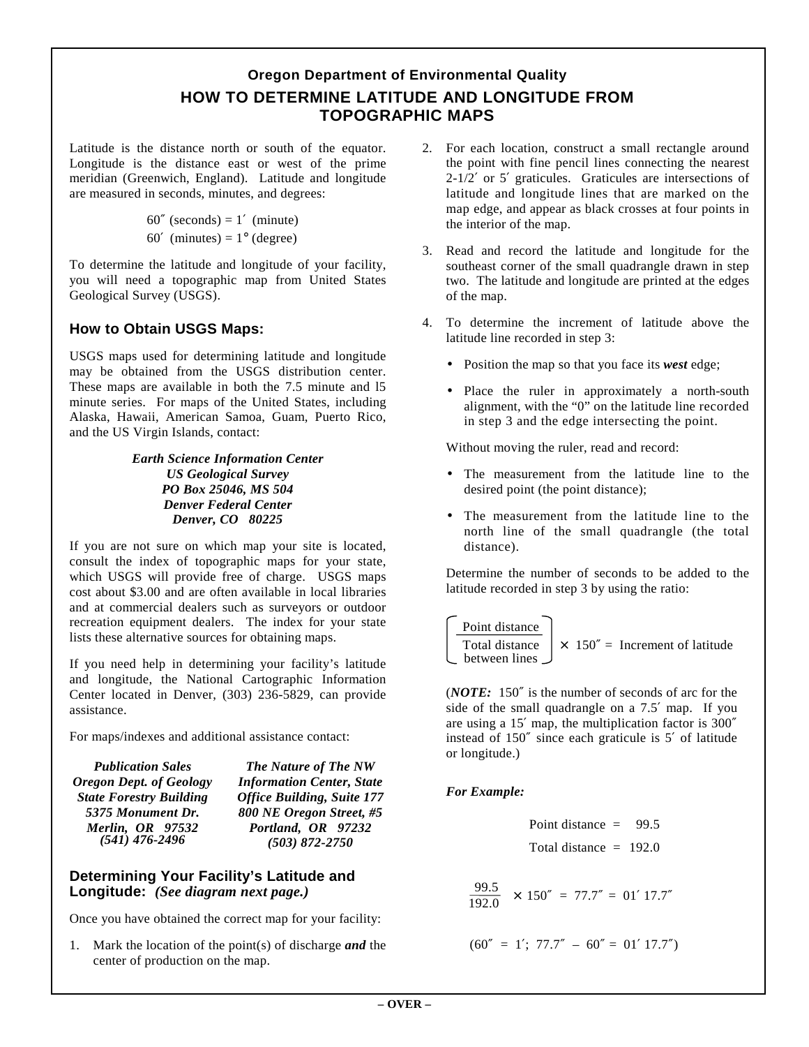## Oregon Department of Environmental Quality

# HOW TO DETERMINE LATITUDE AND LONGITUDE FROM TOPOGRAPHIC MAPS

Latitude is the distance north or south of the equator. Longitude is the distance east or west of the prime meridian (Greenwich, England). Latitude and longitude are measured in seconds, minutes, and degrees:

$$60'' \text{ (seconds)} = 1' \text{ (minute)}$$
$$60' \text{ (minutes)} = 1° \text{ (degree)}$$

To determine the latitude and longitude of your facility, you will need a topographic map from United States Geological Survey (USGS).

### How to Obtain USGS Maps:

USGS maps used for determining latitude and longitude may be obtained from the USGS distribution center. These maps are available in both the 7.5 minute and l5 minute series. For maps of the United States, including Alaska, Hawaii, American Samoa, Guam, Puerto Rico, and the US Virgin Islands, contact:

***Earth Science Information Center***
***US Geological Survey***
***PO Box 25046, MS 504***
***Denver Federal Center***
***Denver, CO 80225***

If you are not sure on which map your site is located, consult the index of topographic maps for your state, which USGS will provide free of charge. USGS maps cost about $3.00 and are often available in local libraries and at commercial dealers such as surveyors or outdoor recreation equipment dealers. The index for your state lists these alternative sources for obtaining maps.

If you need help in determining your facility's latitude and longitude, the National Cartographic Information Center located in Denver, (303) 236-5829, can provide assistance.

For maps/indexes and additional assistance contact:

***Publication Sales***
***Oregon Dept. of Geology***
***State Forestry Building***
***5375 Monument Dr.***
***Merlin, OR 97532***
***(541) 476-2496***

***The Nature of The NW***
***Information Center, State***
***Office Building, Suite 177***
***800 NE Oregon Street, #5***
***Portland, OR 97232***
***(503) 872-2750***

### Determining Your Facility's Latitude and Longitude: *(See diagram next page.)*

Once you have obtained the correct map for your facility:

1. Mark the location of the point(s) of discharge ***and*** the center of production on the map.

2. For each location, construct a small rectangle around the point with fine pencil lines connecting the nearest 2-1/2′ or 5′ graticules. Graticules are intersections of latitude and longitude lines that are marked on the map edge, and appear as black crosses at four points in the interior of the map.

3. Read and record the latitude and longitude for the southeast corner of the small quadrangle drawn in step two. The latitude and longitude are printed at the edges of the map.

4. To determine the increment of latitude above the latitude line recorded in step 3:

   - Position the map so that you face its ***west*** edge;
   - Place the ruler in approximately a north-south alignment, with the "0" on the latitude line recorded in step 3 and the edge intersecting the point.

   Without moving the ruler, read and record:

   - The measurement from the latitude line to the desired point (the point distance);
   - The measurement from the latitude line to the north line of the small quadrangle (the total distance).

   Determine the number of seconds to be added to the latitude recorded in step 3 by using the ratio:

$$\left(\frac{\text{Point distance}}{\text{Total distance between lines}}\right) \times 150'' = \text{Increment of latitude}$$

   (***NOTE:*** 150″ is the number of seconds of arc for the side of the small quadrangle on a 7.5′ map. If you are using a 15′ map, the multiplication factor is 300″ instead of 150″ since each graticule is 5′ of latitude or longitude.)

***For Example:***

Point distance = 99.5
Total distance = 192.0

$$\frac{99.5}{192.0} \times 150'' = 77.7'' = 01'\ 17.7''$$

$$(60'' = 1';\ 77.7'' - 60'' = 01'\ 17.7'')$$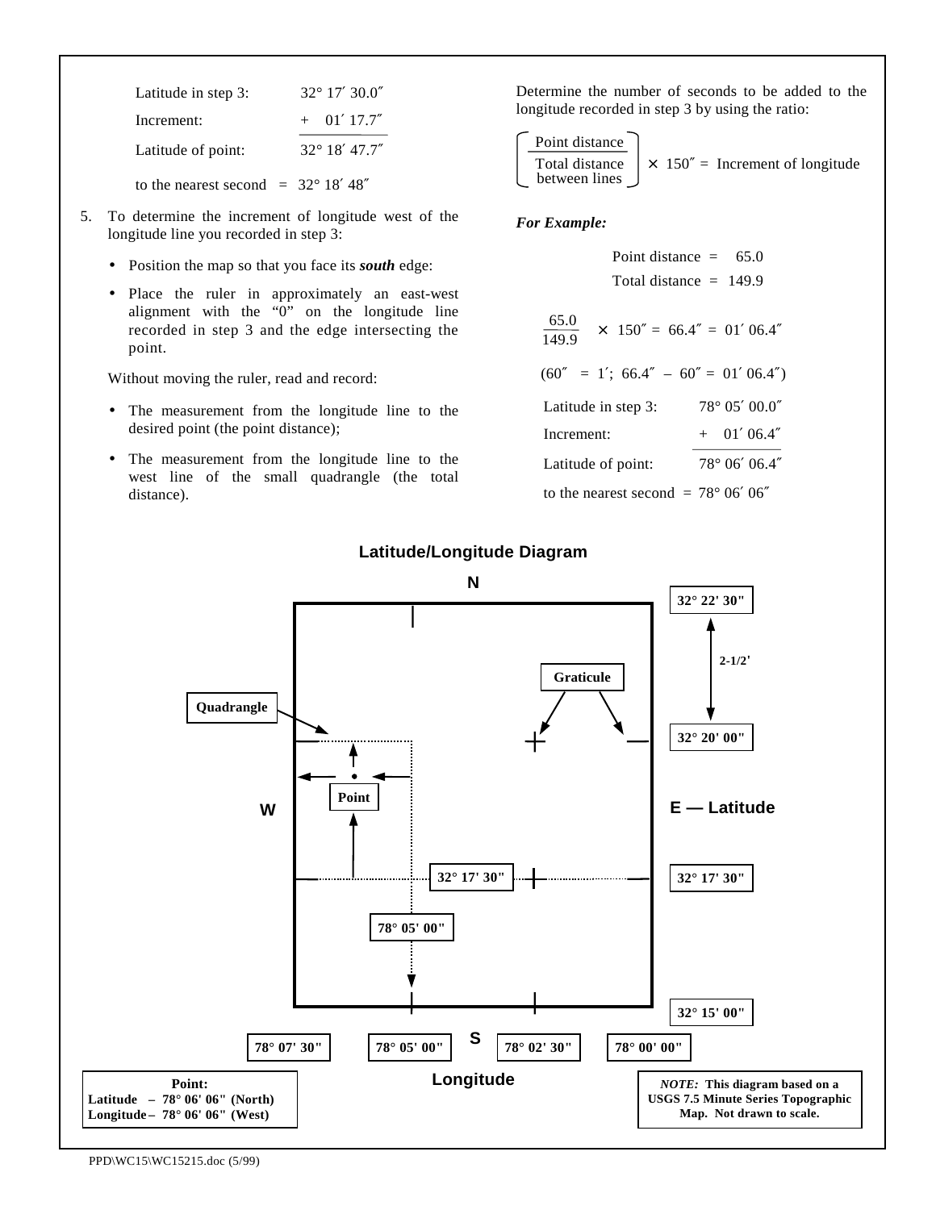| | |
|---|---|
| Latitude in step 3: | 32° 17′ 30.0″ |
| Increment: | + 01′ 17.7″ |
| Latitude of point: | 32° 18′ 47.7″ |

to the nearest second = 32° 18′ 48″

5. To determine the increment of longitude west of the longitude line you recorded in step 3:

   - Position the map so that you face its ***south*** edge:
   - Place the ruler in approximately an east-west alignment with the "0" on the longitude line recorded in step 3 and the edge intersecting the point.

   Without moving the ruler, read and record:

   - The measurement from the longitude line to the desired point (the point distance);
   - The measurement from the longitude line to the west line of the small quadrangle (the total distance).

Determine the number of seconds to be added to the longitude recorded in step 3 by using the ratio:

$$\left( \frac{\text{Point distance}}{\text{Total distance between lines}} \right) \times 150'' = \text{Increment of longitude}$$

***For Example:***

Point distance = 65.0

Total distance = 149.9

$$\frac{65.0}{149.9} \times 150'' = 66.4'' = 01' \; 06.4''$$

(60″ = 1′; 66.4″ – 60″ = 01′ 06.4″)

| | |
|---|---|
| Latitude in step 3: | 78° 05′ 00.0″ |
| Increment: | + 01′ 06.4″ |
| Latitude of point: | 78° 06′ 06.4″ |

to the nearest second = 78° 06′ 06″

**Latitude/Longitude Diagram**

N

S

W

E — Latitude

Longitude

Quadrangle

Graticule

Point

2-1/2'

32° 22' 30"

32° 20' 00"

32° 17' 30"

32° 17' 30"

32° 15' 00"

78° 05' 00"

78° 07' 30"

78° 05' 00"

78° 02' 30"

78° 00' 00"

**Point:**
**Latitude – 78° 06' 06" (North)**
**Longitude – 78° 06' 06" (West)**

***NOTE:*** **This diagram based on a USGS 7.5 Minute Series Topographic Map. Not drawn to scale.**

PPD\WC15\WC15215.doc (5/99)